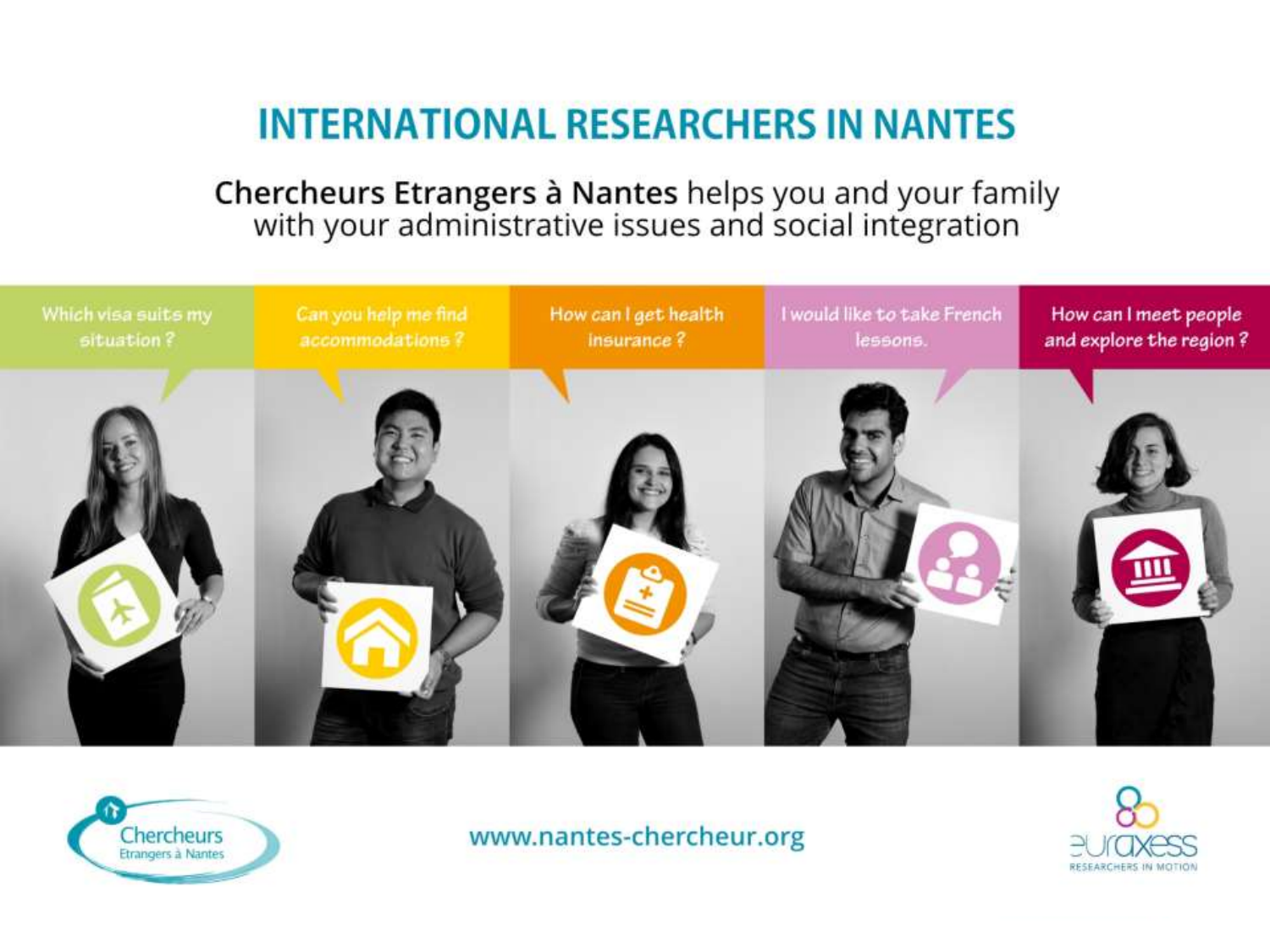# INTERNATIONAL RESEARCHERS IN NANTES

**Chercheurs Etrangers à Nantes** helps you and your family with your administrative issues and social integration

Which visa suits my situation?

Can you help me find accommodations?

How can I get health insurance?

I would like to take French lessons.

How can I meet people and explore the region?

Chercheurs Etrangers à Nantes

www.nantes-chercheur.org

euraxess RESEARCHERS IN MOTION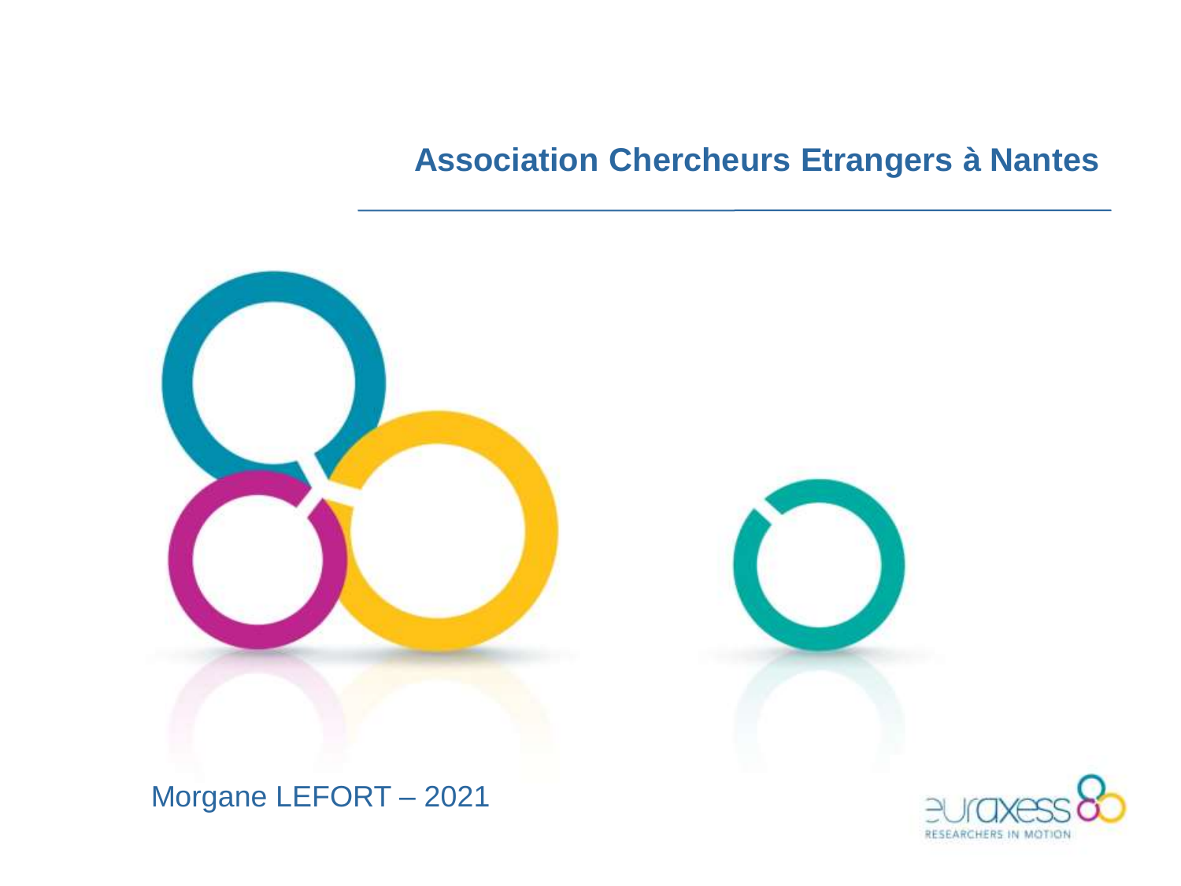## Association Chercheurs Etrangers à Nantes

Morgane LEFORT – 2021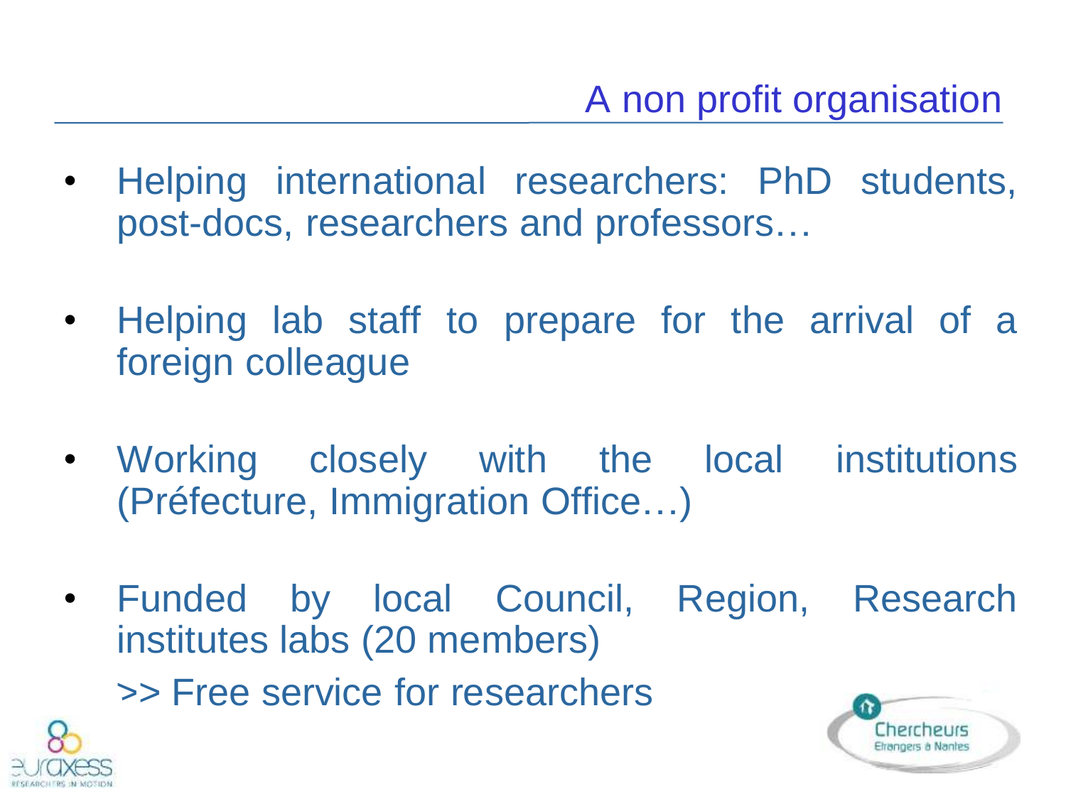# A non profit organisation

- Helping international researchers: PhD students, post-docs, researchers and professors…
- Helping lab staff to prepare for the arrival of a foreign colleague
- Working closely with the local institutions (Préfecture, Immigration Office…)
- Funded by local Council, Region, Research institutes labs (20 members)

  >> Free service for researchers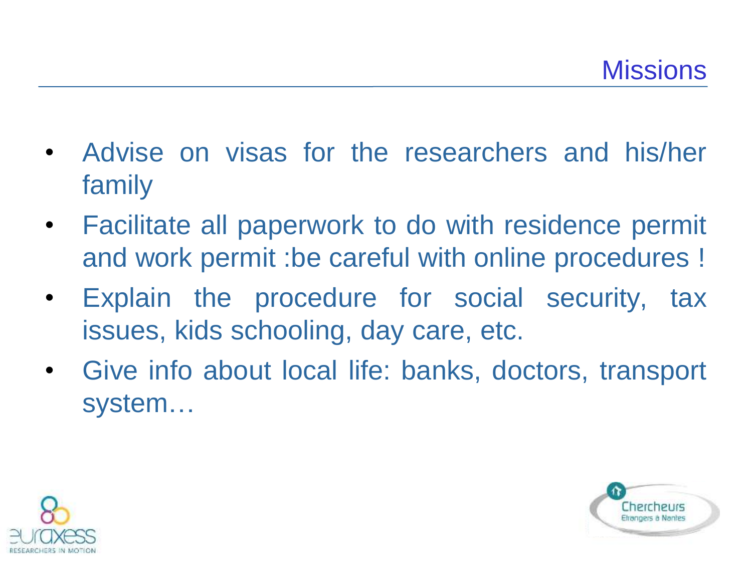## Missions

- Advise on visas for the researchers and his/her family
- Facilitate all paperwork to do with residence permit and work permit :be careful with online procedures !
- Explain the procedure for social security, tax issues, kids schooling, day care, etc.
- Give info about local life: banks, doctors, transport system…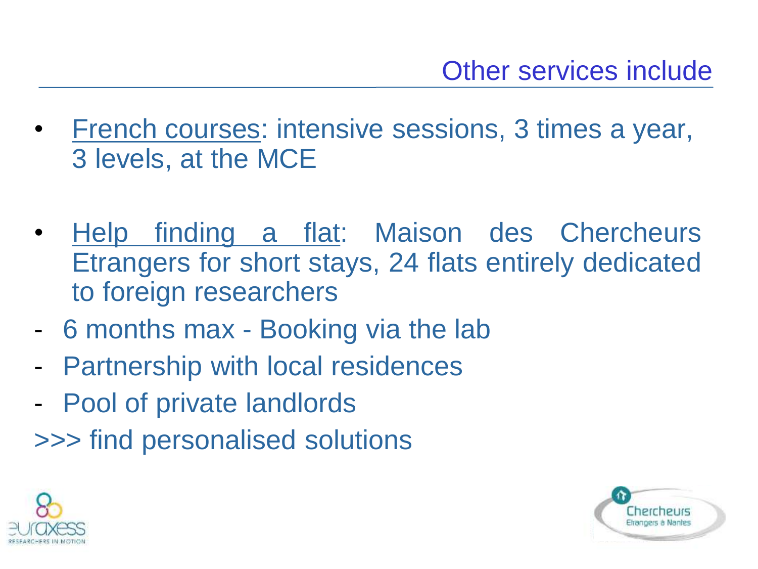## Other services include

- French courses: intensive sessions, 3 times a year, 3 levels, at the MCE

- Help finding a flat: Maison des Chercheurs Etrangers for short stays, 24 flats entirely dedicated to foreign researchers

- 6 months max - Booking via the lab
- Partnership with local residences
- Pool of private landlords

>>> find personalised solutions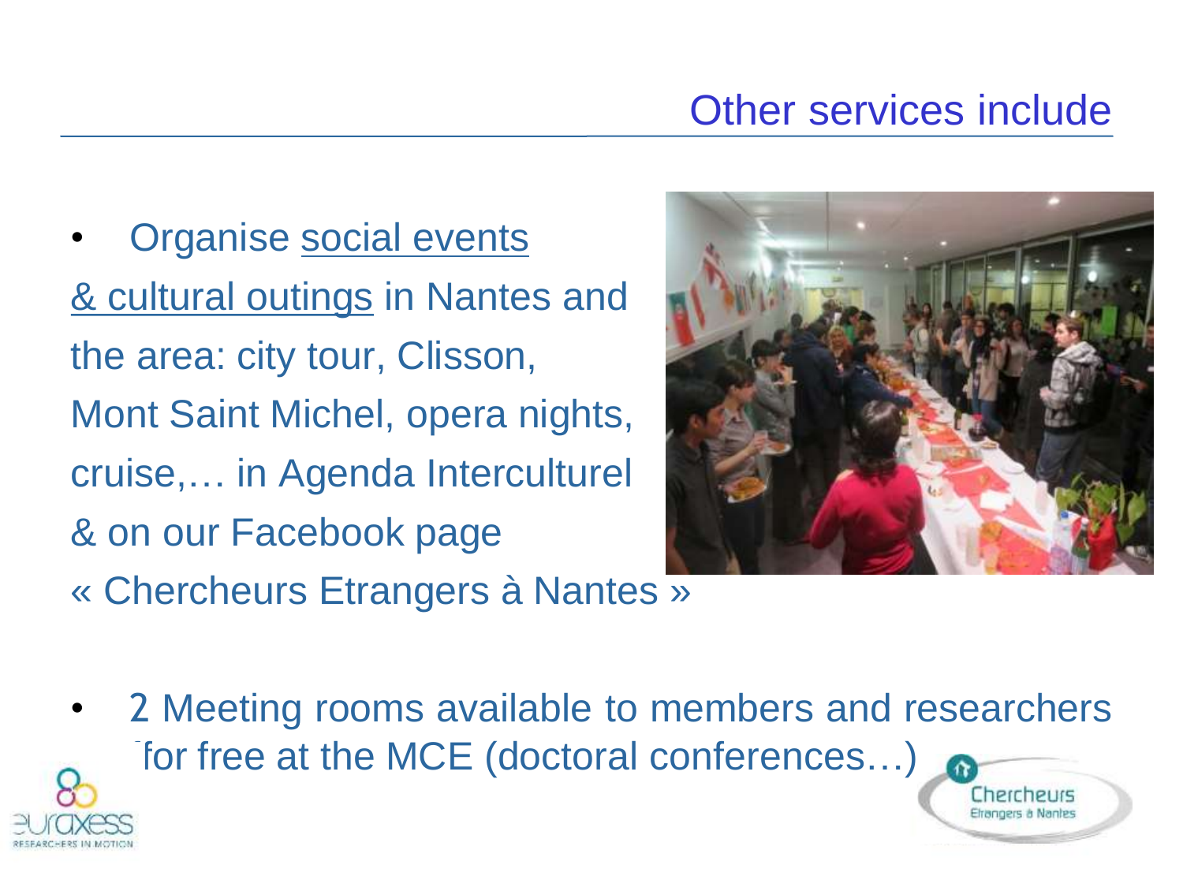## Other services include

- Organise social events & cultural outings in Nantes and the area: city tour, Clisson, Mont Saint Michel, opera nights, cruise,… in Agenda Interculturel & on our Facebook page « Chercheurs Etrangers à Nantes »

- 2 Meeting rooms available to members and researchers for free at the MCE (doctoral conferences…)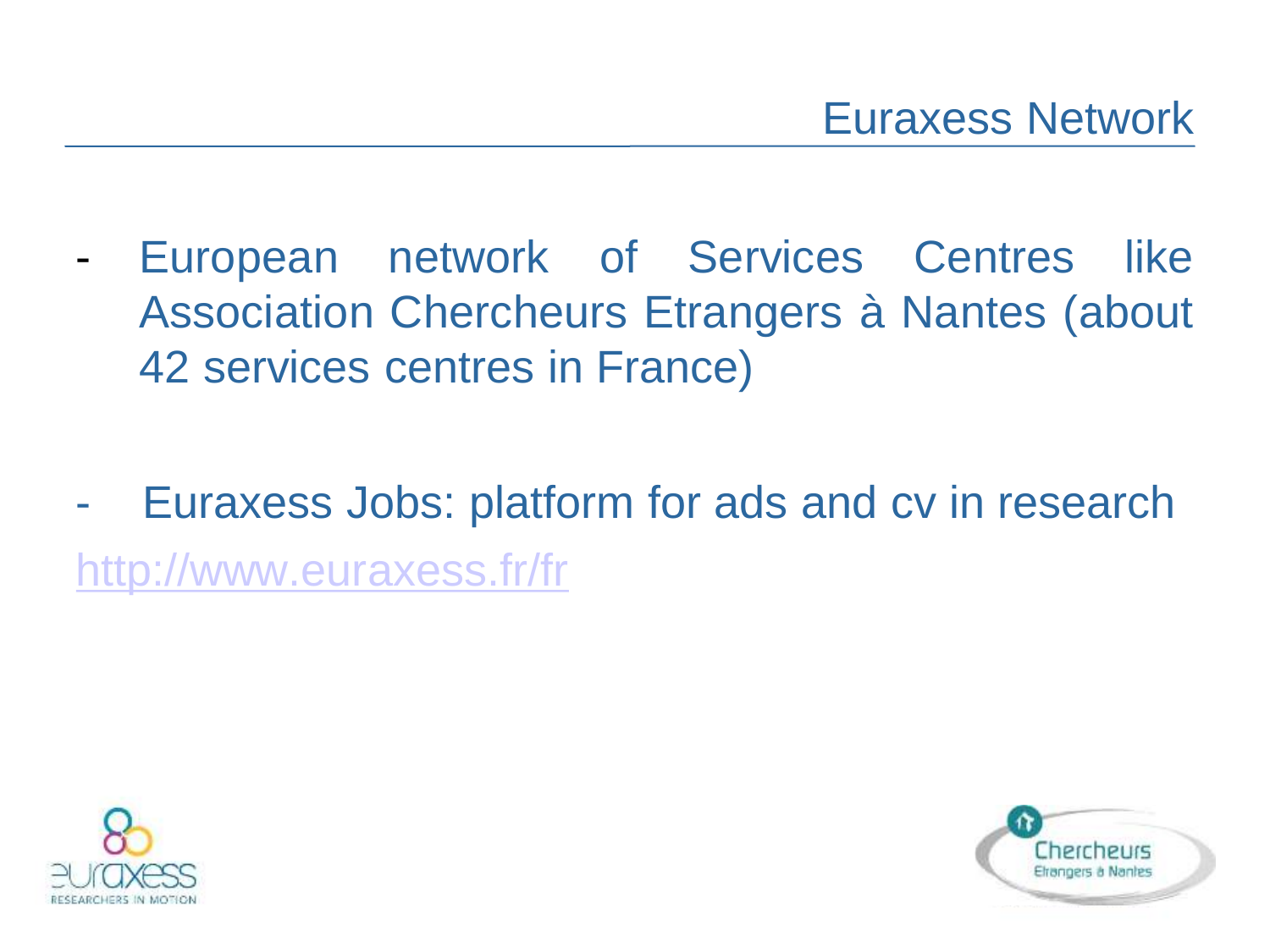# Euraxess Network

- European network of Services Centres like Association Chercheurs Etrangers à Nantes (about 42 services centres in France)

- Euraxess Jobs: platform for ads and cv in research

http://www.euraxess.fr/fr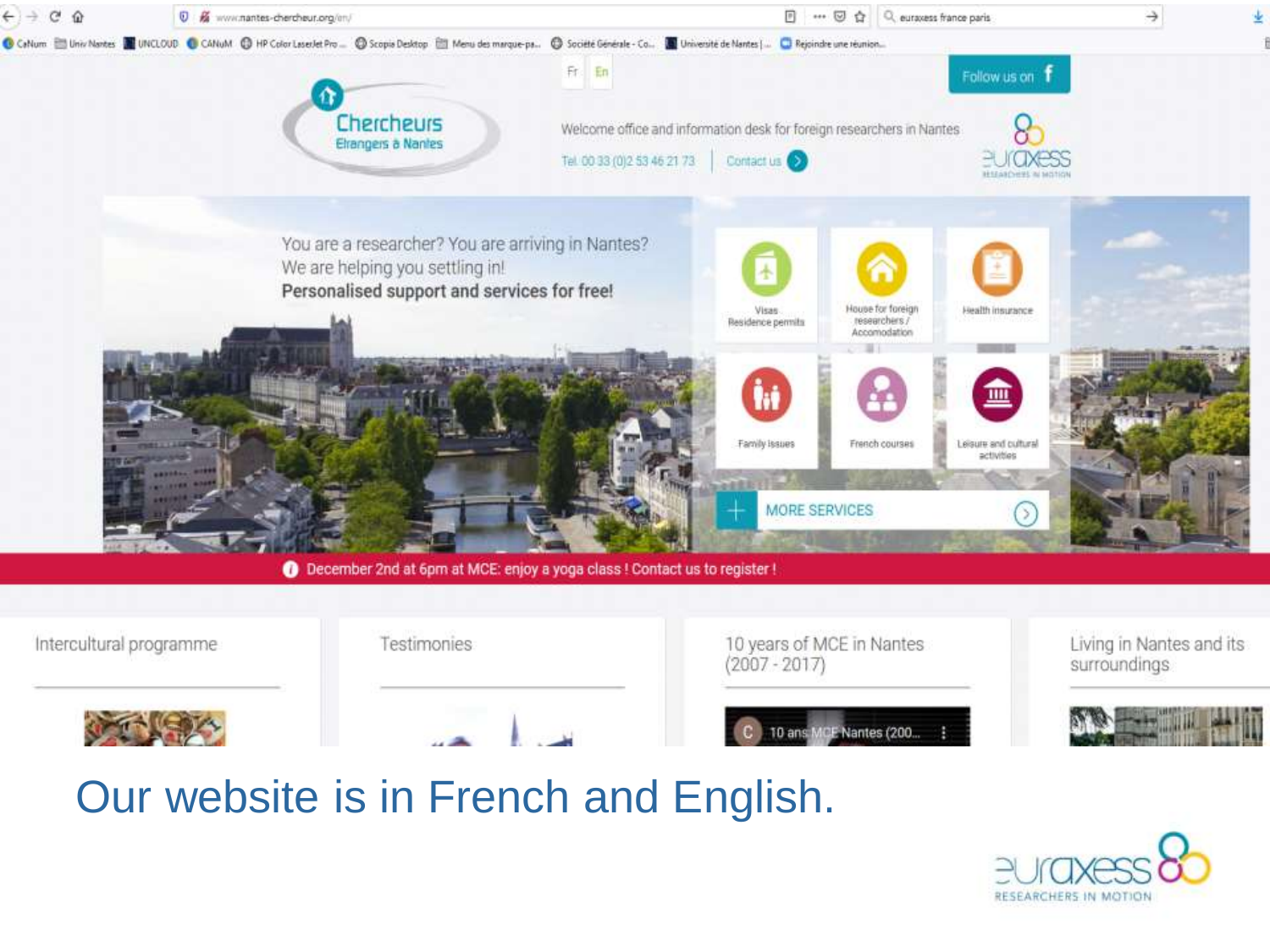Our website is in French and English.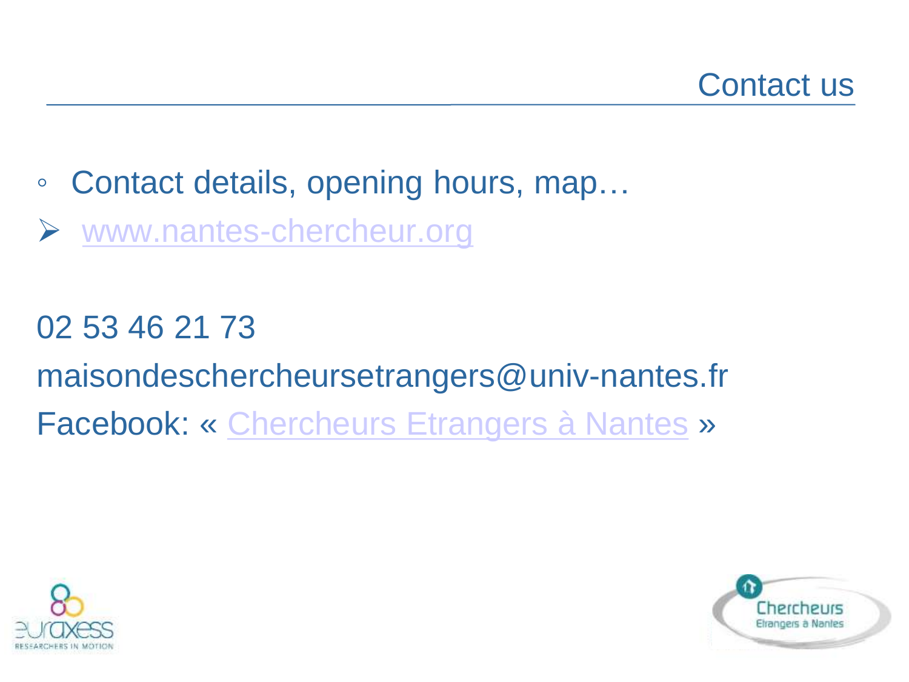# Contact us

- Contact details, opening hours, map…
- ➢ www.nantes-chercheur.org

02 53 46 21 73

maisondeschercheursetrangers@univ-nantes.fr

Facebook: « Chercheurs Etrangers à Nantes »